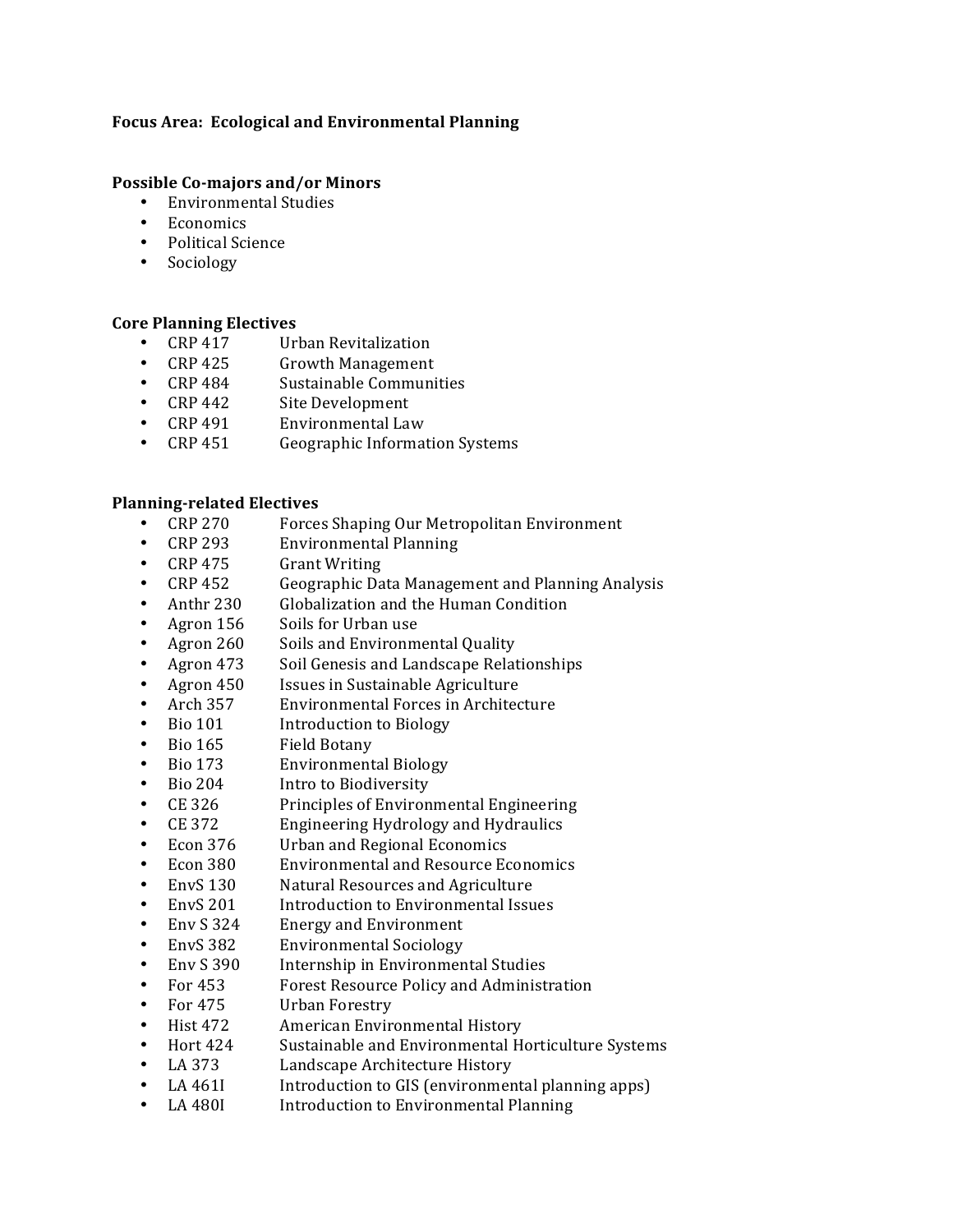**Focus Area: Ecological and Environmental Planning**

**Possible Co-majors and/or Minors**

- Environmental Studies
- Economics
- Political Science
- Sociology

**Core Planning Electives**

- CRP 417 Urban Revitalization
- CRP 425 Growth Management
- CRP 484 Sustainable Communities
- CRP 442 Site Development
- CRP 491 Environmental Law
- CRP 451 Geographic Information Systems

**Planning-related Electives**

- CRP 270 Forces Shaping Our Metropolitan Environment
- CRP 293 Environmental Planning
- CRP 475 Grant Writing
- CRP 452 Geographic Data Management and Planning Analysis
- Anthr 230 Globalization and the Human Condition
- Agron 156 Soils for Urban use
- Agron 260 Soils and Environmental Quality
- Agron 473 Soil Genesis and Landscape Relationships
- Agron 450 Issues in Sustainable Agriculture
- Arch 357 Environmental Forces in Architecture
- Bio 101 Introduction to Biology
- Bio 165 Field Botany
- Bio 173 Environmental Biology
- Bio 204 Intro to Biodiversity
- CE 326 Principles of Environmental Engineering
- CE 372 Engineering Hydrology and Hydraulics
- Econ 376 Urban and Regional Economics
- Econ 380 Environmental and Resource Economics
- EnvS 130 Natural Resources and Agriculture
- EnvS 201 Introduction to Environmental Issues
- Env S 324 Energy and Environment
- EnvS 382 Environmental Sociology
- Env S 390 Internship in Environmental Studies
- For 453 Forest Resource Policy and Administration
- For 475 Urban Forestry
- Hist 472 American Environmental History
- Hort 424 Sustainable and Environmental Horticulture Systems
- LA 373 Landscape Architecture History
- LA 461I Introduction to GIS (environmental planning apps)
- LA 480I Introduction to Environmental Planning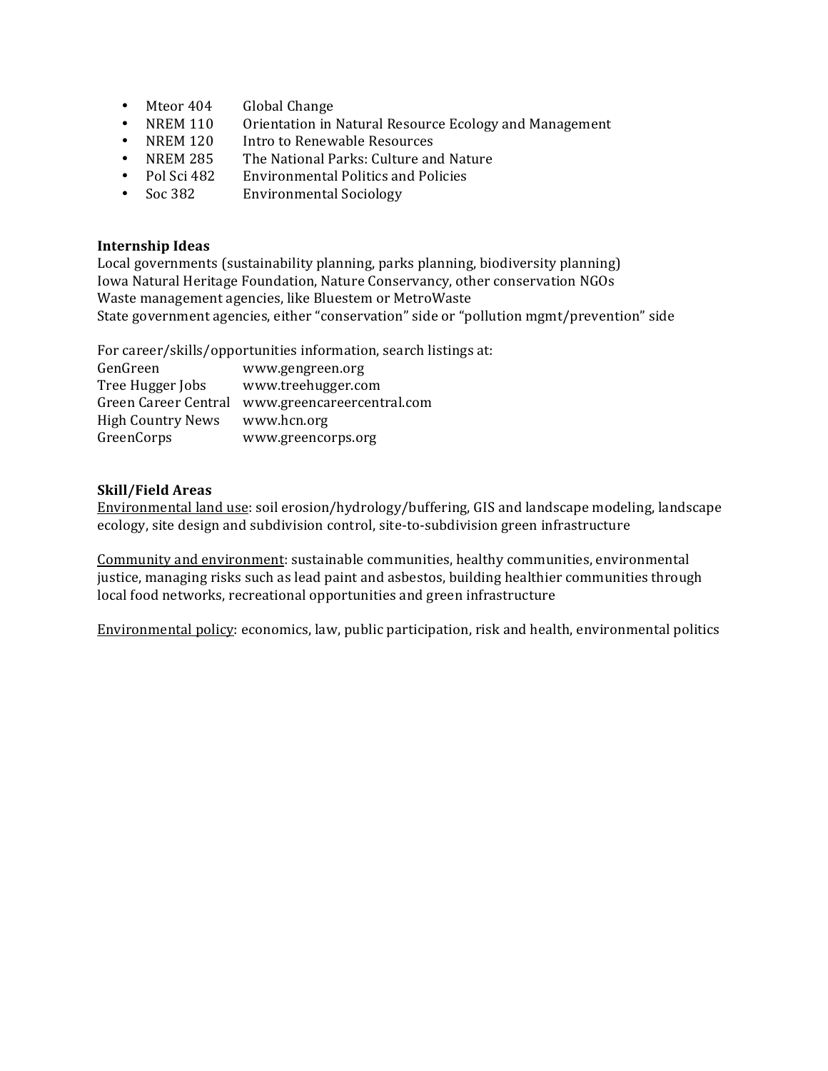- Mteor 404 Global Change
- NREM 110 Orientation in Natural Resource Ecology and Management
- NREM 120 Intro to Renewable Resources
- NREM 285 The National Parks: Culture and Nature
- Pol Sci 482 Environmental Politics and Policies
- Soc 382 Environmental Sociology

**Internship Ideas**

Local governments (sustainability planning, parks planning, biodiversity planning)
Iowa Natural Heritage Foundation, Nature Conservancy, other conservation NGOs
Waste management agencies, like Bluestem or MetroWaste
State government agencies, either "conservation" side or "pollution mgmt/prevention" side

For career/skills/opportunities information, search listings at:

| | |
|---|---|
| GenGreen | www.gengreen.org |
| Tree Hugger Jobs | www.treehugger.com |
| Green Career Central | www.greencareercentral.com |
| High Country News | www.hcn.org |
| GreenCorps | www.greencorps.org |

**Skill/Field Areas**

<u>Environmental land use</u>: soil erosion/hydrology/buffering, GIS and landscape modeling, landscape ecology, site design and subdivision control, site-to-subdivision green infrastructure

<u>Community and environment</u>: sustainable communities, healthy communities, environmental justice, managing risks such as lead paint and asbestos, building healthier communities through local food networks, recreational opportunities and green infrastructure

<u>Environmental policy</u>: economics, law, public participation, risk and health, environmental politics